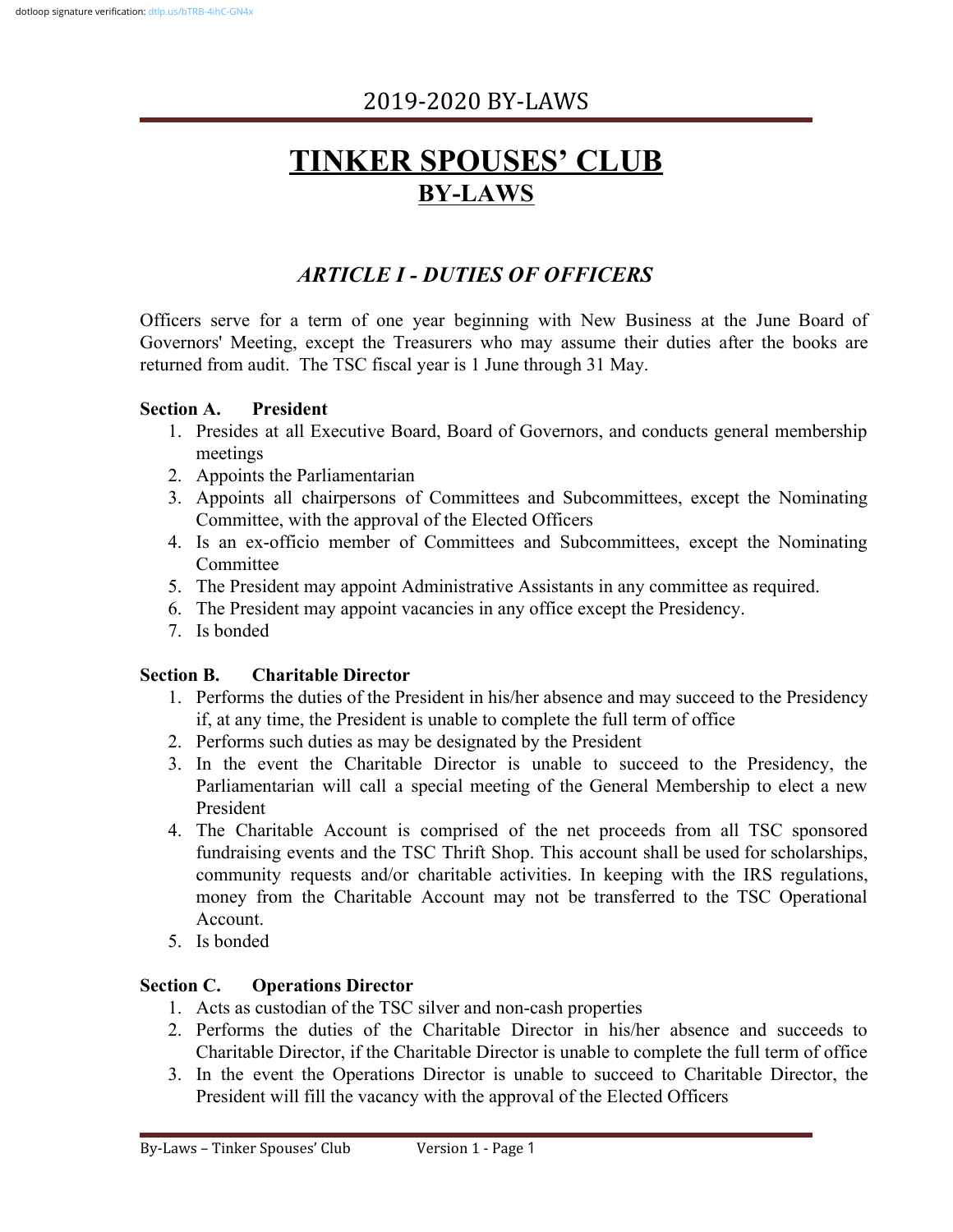# 2019-2020 BY-LAWS

# TINKER SPOUSES' CLUB

## BY-LAWS

## *ARTICLE I - DUTIES OF OFFICERS*

Officers serve for a term of one year beginning with New Business at the June Board of Governors' Meeting, except the Treasurers who may assume their duties after the books are returned from audit. The TSC fiscal year is 1 June through 31 May.

**Section A. President**

1. Presides at all Executive Board, Board of Governors, and conducts general membership meetings
2. Appoints the Parliamentarian
3. Appoints all chairpersons of Committees and Subcommittees, except the Nominating Committee, with the approval of the Elected Officers
4. Is an ex-officio member of Committees and Subcommittees, except the Nominating Committee
5. The President may appoint Administrative Assistants in any committee as required.
6. The President may appoint vacancies in any office except the Presidency.
7. Is bonded

**Section B. Charitable Director**

1. Performs the duties of the President in his/her absence and may succeed to the Presidency if, at any time, the President is unable to complete the full term of office
2. Performs such duties as may be designated by the President
3. In the event the Charitable Director is unable to succeed to the Presidency, the Parliamentarian will call a special meeting of the General Membership to elect a new President
4. The Charitable Account is comprised of the net proceeds from all TSC sponsored fundraising events and the TSC Thrift Shop. This account shall be used for scholarships, community requests and/or charitable activities. In keeping with the IRS regulations, money from the Charitable Account may not be transferred to the TSC Operational Account.
5. Is bonded

**Section C. Operations Director**

1. Acts as custodian of the TSC silver and non-cash properties
2. Performs the duties of the Charitable Director in his/her absence and succeeds to Charitable Director, if the Charitable Director is unable to complete the full term of office
3. In the event the Operations Director is unable to succeed to Charitable Director, the President will fill the vacancy with the approval of the Elected Officers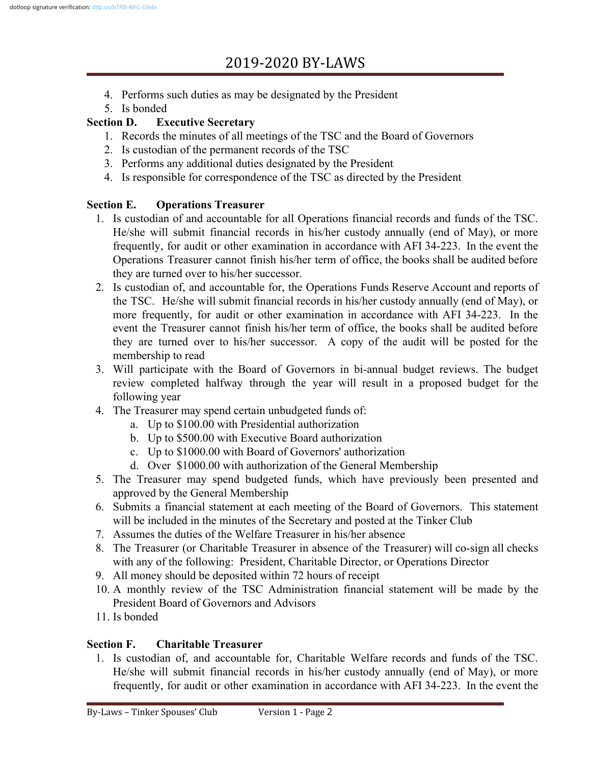4. Performs such duties as may be designated by the President
5. Is bonded

**Section D. Executive Secretary**

1. Records the minutes of all meetings of the TSC and the Board of Governors
2. Is custodian of the permanent records of the TSC
3. Performs any additional duties designated by the President
4. Is responsible for correspondence of the TSC as directed by the President

**Section E. Operations Treasurer**

1. Is custodian of and accountable for all Operations financial records and funds of the TSC. He/she will submit financial records in his/her custody annually (end of May), or more frequently, for audit or other examination in accordance with AFI 34-223. In the event the Operations Treasurer cannot finish his/her term of office, the books shall be audited before they are turned over to his/her successor.
2. Is custodian of, and accountable for, the Operations Funds Reserve Account and reports of the TSC. He/she will submit financial records in his/her custody annually (end of May), or more frequently, for audit or other examination in accordance with AFI 34-223. In the event the Treasurer cannot finish his/her term of office, the books shall be audited before they are turned over to his/her successor. A copy of the audit will be posted for the membership to read
3. Will participate with the Board of Governors in bi-annual budget reviews. The budget review completed halfway through the year will result in a proposed budget for the following year
4. The Treasurer may spend certain unbudgeted funds of:
    a. Up to $100.00 with Presidential authorization
    b. Up to $500.00 with Executive Board authorization
    c. Up to $1000.00 with Board of Governors' authorization
    d. Over $1000.00 with authorization of the General Membership
5. The Treasurer may spend budgeted funds, which have previously been presented and approved by the General Membership
6. Submits a financial statement at each meeting of the Board of Governors. This statement will be included in the minutes of the Secretary and posted at the Tinker Club
7. Assumes the duties of the Welfare Treasurer in his/her absence
8. The Treasurer (or Charitable Treasurer in absence of the Treasurer) will co-sign all checks with any of the following: President, Charitable Director, or Operations Director
9. All money should be deposited within 72 hours of receipt
10. A monthly review of the TSC Administration financial statement will be made by the President Board of Governors and Advisors
11. Is bonded

**Section F. Charitable Treasurer**

1. Is custodian of, and accountable for, Charitable Welfare records and funds of the TSC. He/she will submit financial records in his/her custody annually (end of May), or more frequently, for audit or other examination in accordance with AFI 34-223. In the event the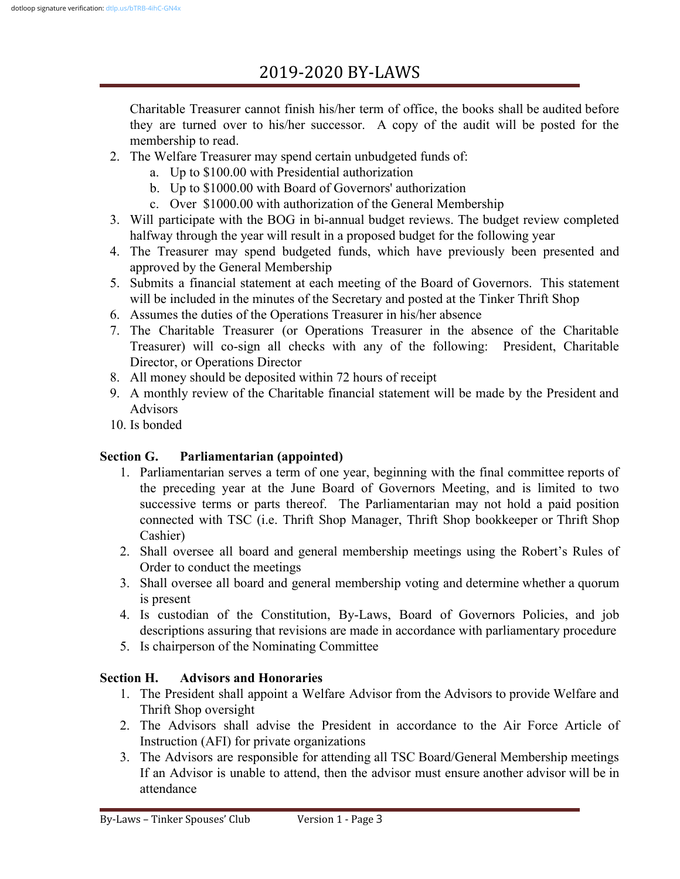Charitable Treasurer cannot finish his/her term of office, the books shall be audited before they are turned over to his/her successor. A copy of the audit will be posted for the membership to read.

2. The Welfare Treasurer may spend certain unbudgeted funds of:
   a. Up to $100.00 with Presidential authorization
   b. Up to $1000.00 with Board of Governors' authorization
   c. Over $1000.00 with authorization of the General Membership
3. Will participate with the BOG in bi-annual budget reviews. The budget review completed halfway through the year will result in a proposed budget for the following year
4. The Treasurer may spend budgeted funds, which have previously been presented and approved by the General Membership
5. Submits a financial statement at each meeting of the Board of Governors. This statement will be included in the minutes of the Secretary and posted at the Tinker Thrift Shop
6. Assumes the duties of the Operations Treasurer in his/her absence
7. The Charitable Treasurer (or Operations Treasurer in the absence of the Charitable Treasurer) will co-sign all checks with any of the following: President, Charitable Director, or Operations Director
8. All money should be deposited within 72 hours of receipt
9. A monthly review of the Charitable financial statement will be made by the President and Advisors
10. Is bonded

### Section G. Parliamentarian (appointed)

1. Parliamentarian serves a term of one year, beginning with the final committee reports of the preceding year at the June Board of Governors Meeting, and is limited to two successive terms or parts thereof. The Parliamentarian may not hold a paid position connected with TSC (i.e. Thrift Shop Manager, Thrift Shop bookkeeper or Thrift Shop Cashier)
2. Shall oversee all board and general membership meetings using the Robert's Rules of Order to conduct the meetings
3. Shall oversee all board and general membership voting and determine whether a quorum is present
4. Is custodian of the Constitution, By-Laws, Board of Governors Policies, and job descriptions assuring that revisions are made in accordance with parliamentary procedure
5. Is chairperson of the Nominating Committee

### Section H. Advisors and Honoraries

1. The President shall appoint a Welfare Advisor from the Advisors to provide Welfare and Thrift Shop oversight
2. The Advisors shall advise the President in accordance to the Air Force Article of Instruction (AFI) for private organizations
3. The Advisors are responsible for attending all TSC Board/General Membership meetings If an Advisor is unable to attend, then the advisor must ensure another advisor will be in attendance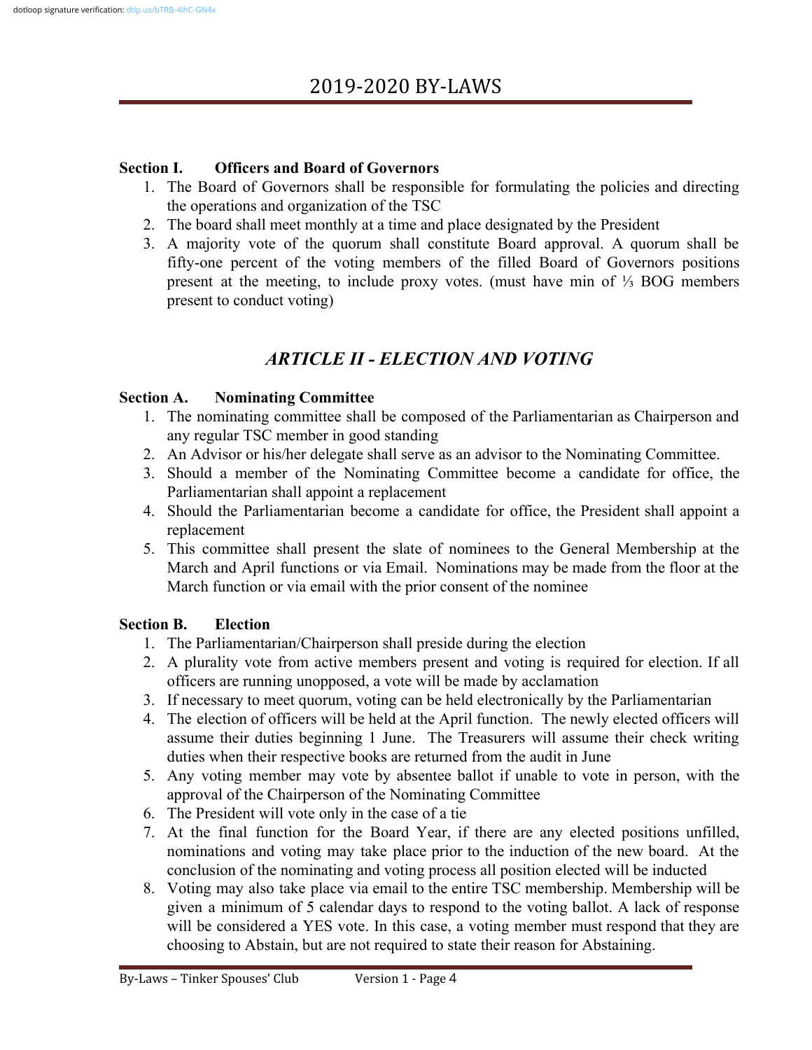# 2019-2020 BY-LAWS

**Section I. Officers and Board of Governors**

1. The Board of Governors shall be responsible for formulating the policies and directing the operations and organization of the TSC
2. The board shall meet monthly at a time and place designated by the President
3. A majority vote of the quorum shall constitute Board approval. A quorum shall be fifty-one percent of the voting members of the filled Board of Governors positions present at the meeting, to include proxy votes. (must have min of ⅓ BOG members present to conduct voting)

## *ARTICLE II - ELECTION AND VOTING*

**Section A. Nominating Committee**

1. The nominating committee shall be composed of the Parliamentarian as Chairperson and any regular TSC member in good standing
2. An Advisor or his/her delegate shall serve as an advisor to the Nominating Committee.
3. Should a member of the Nominating Committee become a candidate for office, the Parliamentarian shall appoint a replacement
4. Should the Parliamentarian become a candidate for office, the President shall appoint a replacement
5. This committee shall present the slate of nominees to the General Membership at the March and April functions or via Email. Nominations may be made from the floor at the March function or via email with the prior consent of the nominee

**Section B. Election**

1. The Parliamentarian/Chairperson shall preside during the election
2. A plurality vote from active members present and voting is required for election. If all officers are running unopposed, a vote will be made by acclamation
3. If necessary to meet quorum, voting can be held electronically by the Parliamentarian
4. The election of officers will be held at the April function. The newly elected officers will assume their duties beginning 1 June. The Treasurers will assume their check writing duties when their respective books are returned from the audit in June
5. Any voting member may vote by absentee ballot if unable to vote in person, with the approval of the Chairperson of the Nominating Committee
6. The President will vote only in the case of a tie
7. At the final function for the Board Year, if there are any elected positions unfilled, nominations and voting may take place prior to the induction of the new board. At the conclusion of the nominating and voting process all position elected will be inducted
8. Voting may also take place via email to the entire TSC membership. Membership will be given a minimum of 5 calendar days to respond to the voting ballot. A lack of response will be considered a YES vote. In this case, a voting member must respond that they are choosing to Abstain, but are not required to state their reason for Abstaining.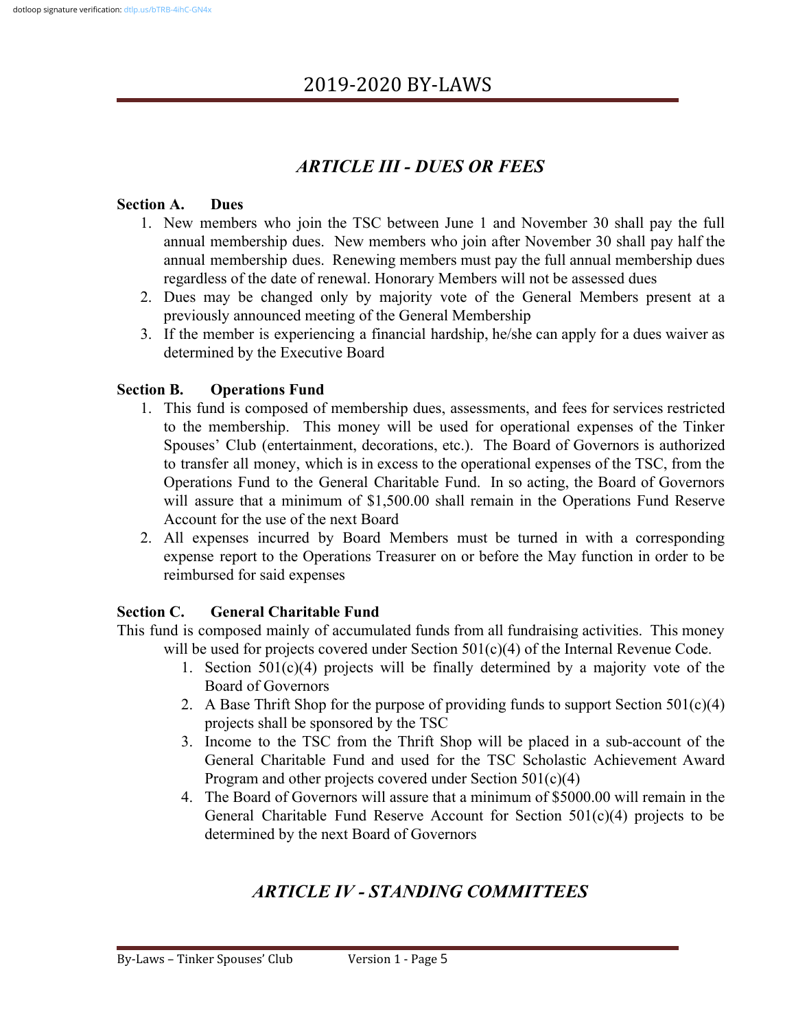## ARTICLE III - DUES OR FEES

**Section A. Dues**

1. New members who join the TSC between June 1 and November 30 shall pay the full annual membership dues. New members who join after November 30 shall pay half the annual membership dues. Renewing members must pay the full annual membership dues regardless of the date of renewal. Honorary Members will not be assessed dues
2. Dues may be changed only by majority vote of the General Members present at a previously announced meeting of the General Membership
3. If the member is experiencing a financial hardship, he/she can apply for a dues waiver as determined by the Executive Board

**Section B. Operations Fund**

1. This fund is composed of membership dues, assessments, and fees for services restricted to the membership. This money will be used for operational expenses of the Tinker Spouses' Club (entertainment, decorations, etc.). The Board of Governors is authorized to transfer all money, which is in excess to the operational expenses of the TSC, from the Operations Fund to the General Charitable Fund. In so acting, the Board of Governors will assure that a minimum of $1,500.00 shall remain in the Operations Fund Reserve Account for the use of the next Board
2. All expenses incurred by Board Members must be turned in with a corresponding expense report to the Operations Treasurer on or before the May function in order to be reimbursed for said expenses

**Section C. General Charitable Fund**

This fund is composed mainly of accumulated funds from all fundraising activities. This money will be used for projects covered under Section 501(c)(4) of the Internal Revenue Code.

1. Section 501(c)(4) projects will be finally determined by a majority vote of the Board of Governors
2. A Base Thrift Shop for the purpose of providing funds to support Section 501(c)(4) projects shall be sponsored by the TSC
3. Income to the TSC from the Thrift Shop will be placed in a sub-account of the General Charitable Fund and used for the TSC Scholastic Achievement Award Program and other projects covered under Section 501(c)(4)
4. The Board of Governors will assure that a minimum of $5000.00 will remain in the General Charitable Fund Reserve Account for Section 501(c)(4) projects to be determined by the next Board of Governors

## ARTICLE IV - STANDING COMMITTEES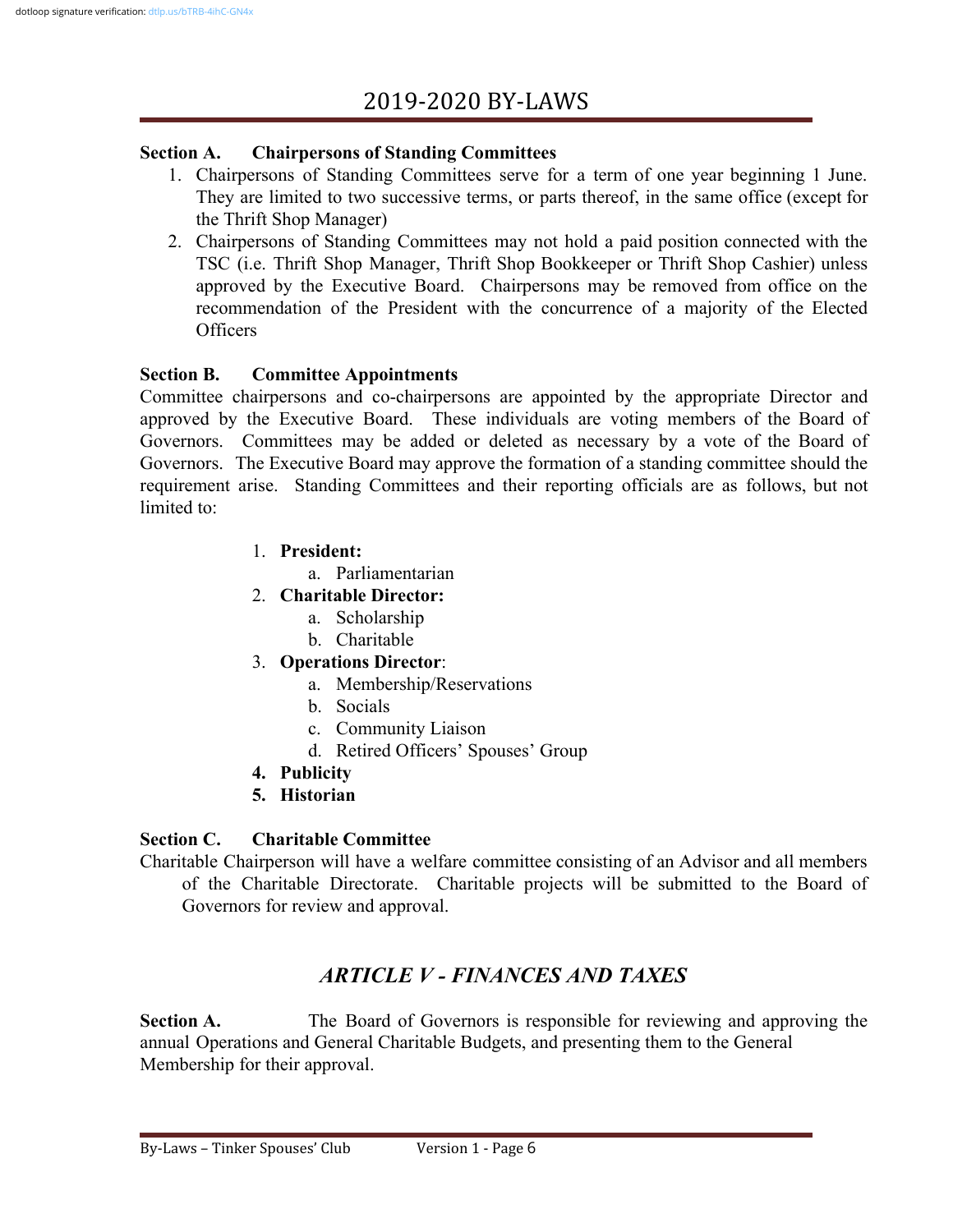**Section A. Chairpersons of Standing Committees**

1. Chairpersons of Standing Committees serve for a term of one year beginning 1 June. They are limited to two successive terms, or parts thereof, in the same office (except for the Thrift Shop Manager)
2. Chairpersons of Standing Committees may not hold a paid position connected with the TSC (i.e. Thrift Shop Manager, Thrift Shop Bookkeeper or Thrift Shop Cashier) unless approved by the Executive Board. Chairpersons may be removed from office on the recommendation of the President with the concurrence of a majority of the Elected Officers

**Section B. Committee Appointments**

Committee chairpersons and co-chairpersons are appointed by the appropriate Director and approved by the Executive Board. These individuals are voting members of the Board of Governors. Committees may be added or deleted as necessary by a vote of the Board of Governors. The Executive Board may approve the formation of a standing committee should the requirement arise. Standing Committees and their reporting officials are as follows, but not limited to:

1. **President:**
   a. Parliamentarian
2. **Charitable Director:**
   a. Scholarship
   b. Charitable
3. **Operations Director**:
   a. Membership/Reservations
   b. Socials
   c. Community Liaison
   d. Retired Officers' Spouses' Group
4. **Publicity**
5. **Historian**

**Section C. Charitable Committee**

Charitable Chairperson will have a welfare committee consisting of an Advisor and all members of the Charitable Directorate. Charitable projects will be submitted to the Board of Governors for review and approval.

## *ARTICLE V - FINANCES AND TAXES*

**Section A.** The Board of Governors is responsible for reviewing and approving the annual Operations and General Charitable Budgets, and presenting them to the General Membership for their approval.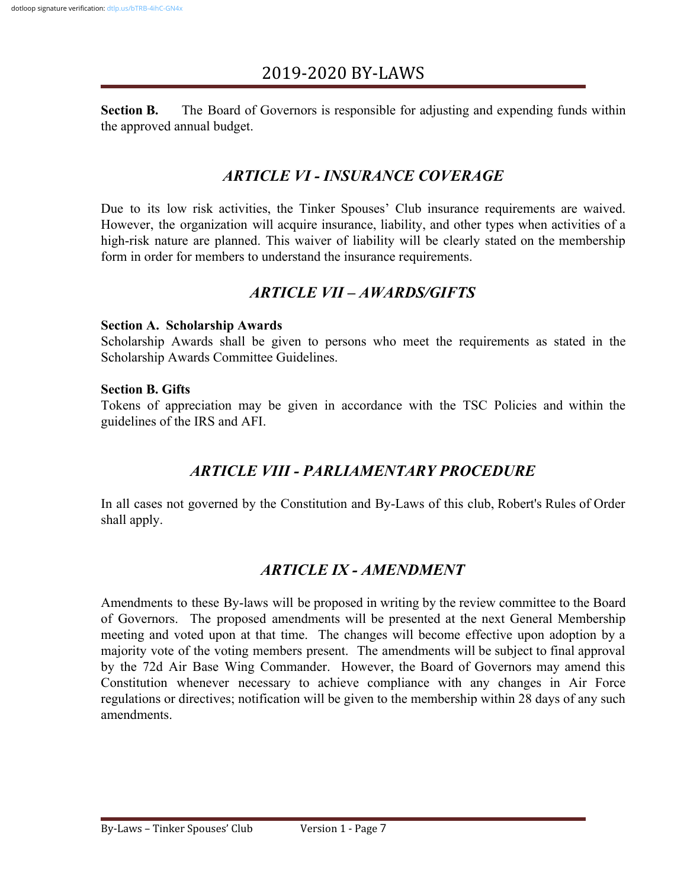**Section B.** The Board of Governors is responsible for adjusting and expending funds within the approved annual budget.

## *ARTICLE VI - INSURANCE COVERAGE*

Due to its low risk activities, the Tinker Spouses' Club insurance requirements are waived. However, the organization will acquire insurance, liability, and other types when activities of a high-risk nature are planned. This waiver of liability will be clearly stated on the membership form in order for members to understand the insurance requirements.

## *ARTICLE VII – AWARDS/GIFTS*

**Section A. Scholarship Awards**
Scholarship Awards shall be given to persons who meet the requirements as stated in the Scholarship Awards Committee Guidelines.

**Section B. Gifts**
Tokens of appreciation may be given in accordance with the TSC Policies and within the guidelines of the IRS and AFI.

## *ARTICLE VIII - PARLIAMENTARY PROCEDURE*

In all cases not governed by the Constitution and By-Laws of this club, Robert's Rules of Order shall apply.

## *ARTICLE IX - AMENDMENT*

Amendments to these By-laws will be proposed in writing by the review committee to the Board of Governors. The proposed amendments will be presented at the next General Membership meeting and voted upon at that time. The changes will become effective upon adoption by a majority vote of the voting members present. The amendments will be subject to final approval by the 72d Air Base Wing Commander. However, the Board of Governors may amend this Constitution whenever necessary to achieve compliance with any changes in Air Force regulations or directives; notification will be given to the membership within 28 days of any such amendments.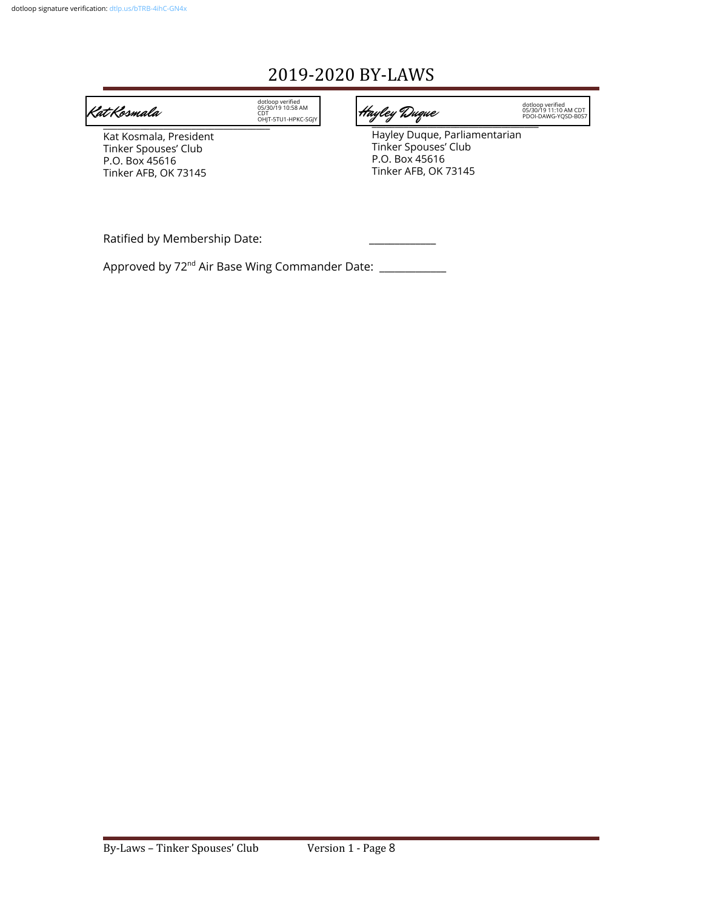# 2019-2020 BY-LAWS

Kat Kosmala
dotloop verified
05/30/19 10:58 AM CDT
OHJT-5TU1-HPKC-SGJY

Kat Kosmala, President
Tinker Spouses' Club
P.O. Box 45616
Tinker AFB, OK 73145

Hayley Duque
dotloop verified
05/30/19 11:10 AM CDT
PDOI-DAWG-YQSD-B0S7

Hayley Duque, Parliamentarian
Tinker Spouses' Club
P.O. Box 45616
Tinker AFB, OK 73145

Ratified by Membership Date: ____________

Approved by 72nd Air Base Wing Commander Date: ____________